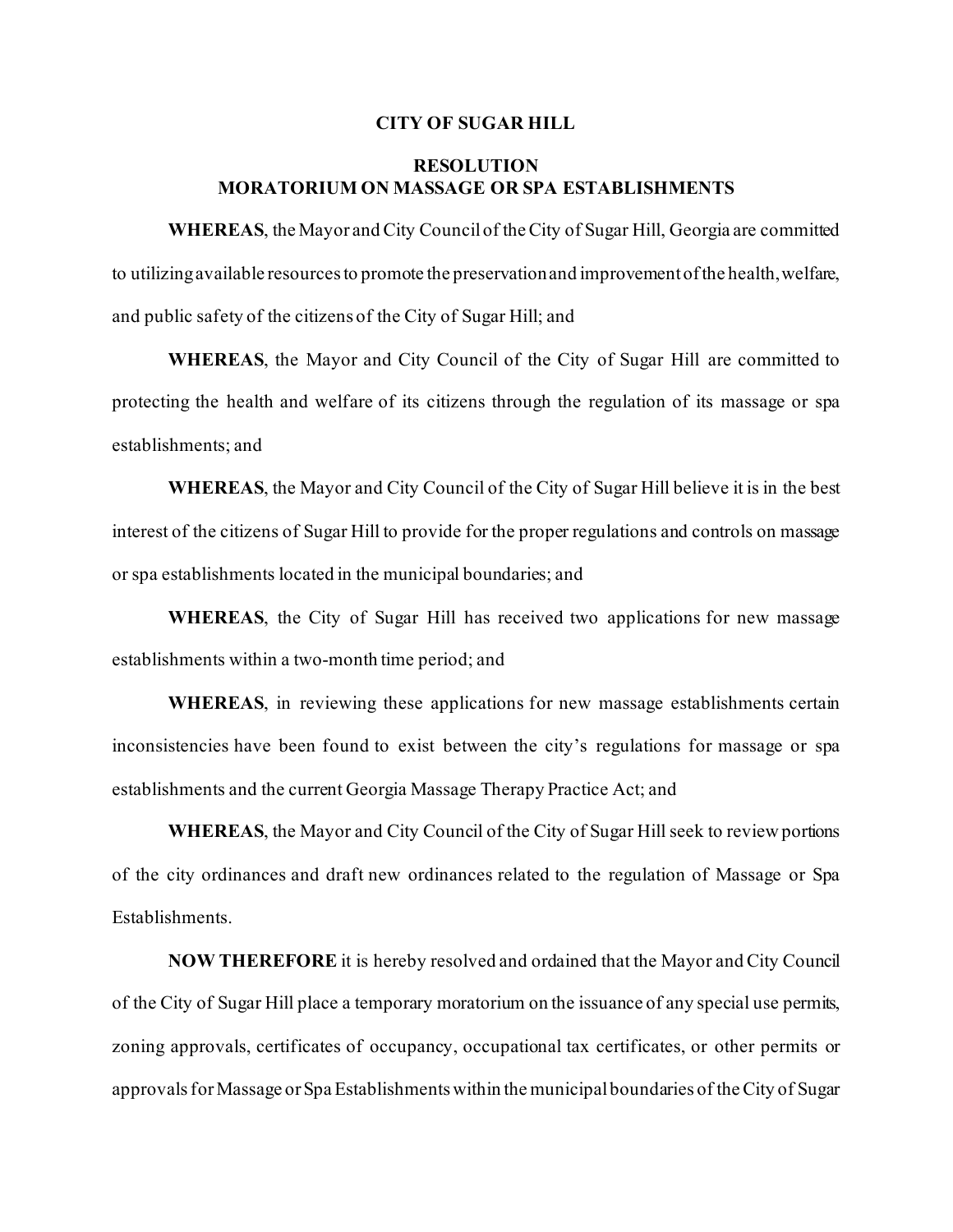# CITY OF SUGAR HILL

## RESOLUTION
## MORATORIUM ON MASSAGE OR SPA ESTABLISHMENTS

**WHEREAS**, the Mayor and City Council of the City of Sugar Hill, Georgia are committed to utilizing available resources to promote the preservation and improvement of the health, welfare, and public safety of the citizens of the City of Sugar Hill; and

**WHEREAS**, the Mayor and City Council of the City of Sugar Hill are committed to protecting the health and welfare of its citizens through the regulation of its massage or spa establishments; and

**WHEREAS**, the Mayor and City Council of the City of Sugar Hill believe it is in the best interest of the citizens of Sugar Hill to provide for the proper regulations and controls on massage or spa establishments located in the municipal boundaries; and

**WHEREAS**, the City of Sugar Hill has received two applications for new massage establishments within a two-month time period; and

**WHEREAS**, in reviewing these applications for new massage establishments certain inconsistencies have been found to exist between the city's regulations for massage or spa establishments and the current Georgia Massage Therapy Practice Act; and

**WHEREAS**, the Mayor and City Council of the City of Sugar Hill seek to review portions of the city ordinances and draft new ordinances related to the regulation of Massage or Spa Establishments.

**NOW THEREFORE** it is hereby resolved and ordained that the Mayor and City Council of the City of Sugar Hill place a temporary moratorium on the issuance of any special use permits, zoning approvals, certificates of occupancy, occupational tax certificates, or other permits or approvals for Massage or Spa Establishments within the municipal boundaries of the City of Sugar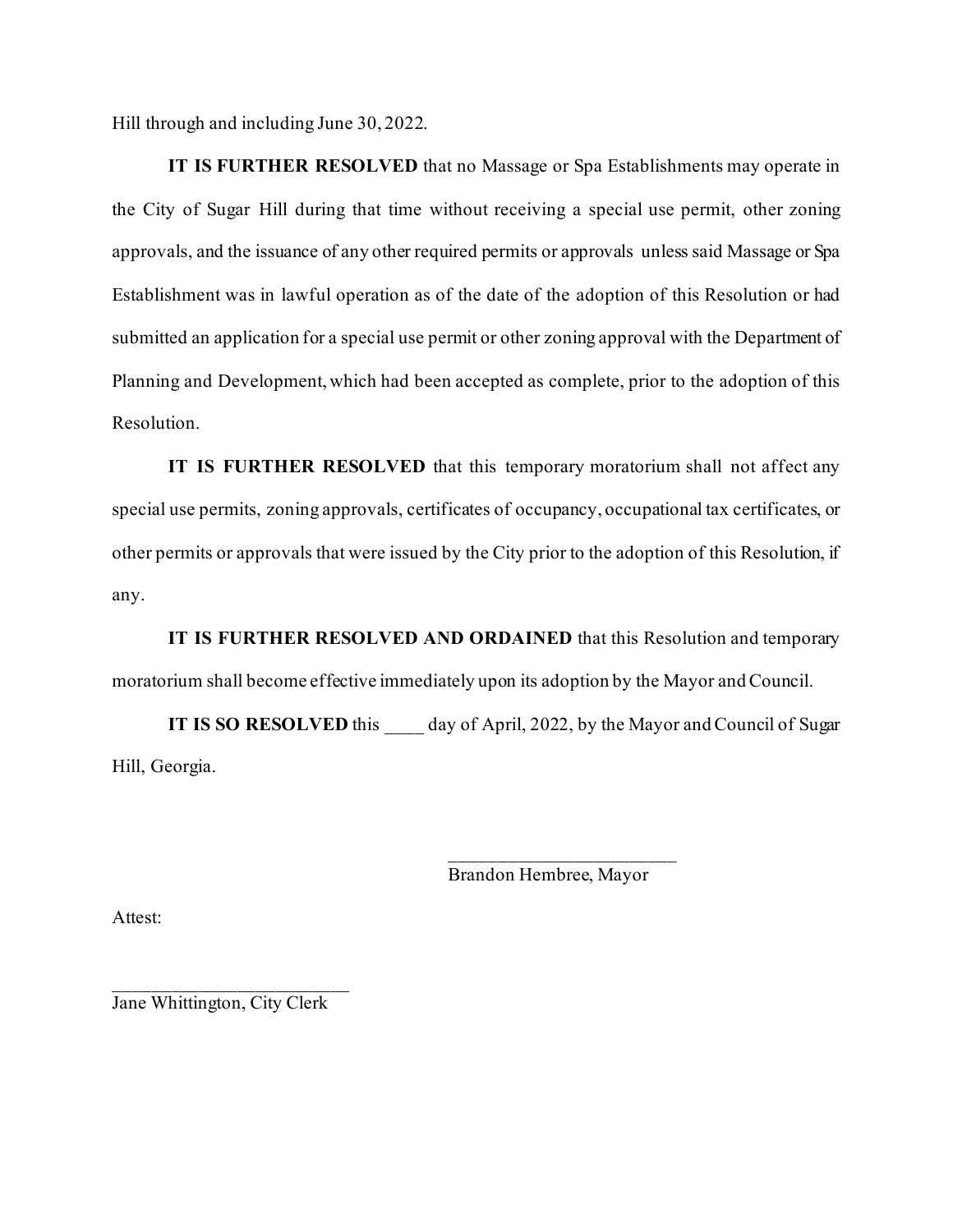Hill through and including June 30, 2022.

**IT IS FURTHER RESOLVED** that no Massage or Spa Establishments may operate in the City of Sugar Hill during that time without receiving a special use permit, other zoning approvals, and the issuance of any other required permits or approvals unless said Massage or Spa Establishment was in lawful operation as of the date of the adoption of this Resolution or had submitted an application for a special use permit or other zoning approval with the Department of Planning and Development, which had been accepted as complete, prior to the adoption of this Resolution.

**IT IS FURTHER RESOLVED** that this temporary moratorium shall not affect any special use permits, zoning approvals, certificates of occupancy, occupational tax certificates, or other permits or approvals that were issued by the City prior to the adoption of this Resolution, if any.

**IT IS FURTHER RESOLVED AND ORDAINED** that this Resolution and temporary moratorium shall become effective immediately upon its adoption by the Mayor and Council.

**IT IS SO RESOLVED** this ____ day of April, 2022, by the Mayor and Council of Sugar Hill, Georgia.

_________________________
Brandon Hembree, Mayor

Attest:

_________________________
Jane Whittington, City Clerk